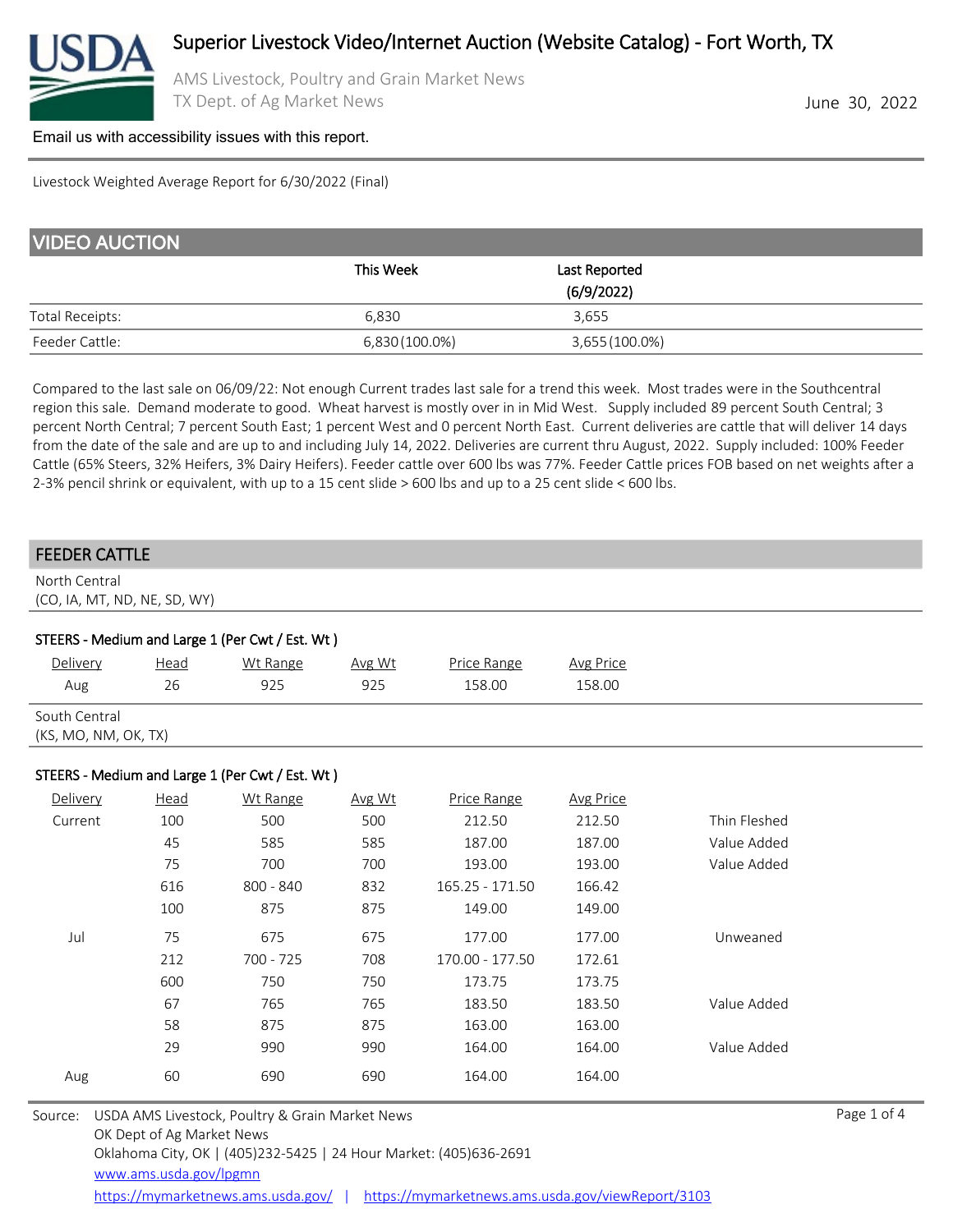# Superior Livestock Video/Internet Auction (Website Catalog) - Fort Worth, TX

AMS Livestock, Poultry and Grain Market News
TX Dept. of Ag Market News

June 30, 2022

Email us with accessibility issues with this report.

Livestock Weighted Average Report for 6/30/2022 (Final)

## VIDEO AUCTION

| | This Week | Last Reported (6/9/2022) |
|---|---|---|
| Total Receipts: | 6,830 | 3,655 |
| Feeder Cattle: | 6,830 (100.0%) | 3,655 (100.0%) |

Compared to the last sale on 06/09/22: Not enough Current trades last sale for a trend this week. Most trades were in the Southcentral region this sale. Demand moderate to good. Wheat harvest is mostly over in in Mid West. Supply included 89 percent South Central; 3 percent North Central; 7 percent South East; 1 percent West and 0 percent North East. Current deliveries are cattle that will deliver 14 days from the date of the sale and are up to and including July 14, 2022. Deliveries are current thru August, 2022. Supply included: 100% Feeder Cattle (65% Steers, 32% Heifers, 3% Dairy Heifers). Feeder cattle over 600 lbs was 77%. Feeder Cattle prices FOB based on net weights after a 2-3% pencil shrink or equivalent, with up to a 15 cent slide > 600 lbs and up to a 25 cent slide < 600 lbs.

## FEEDER CATTLE

North Central
(CO, IA, MT, ND, NE, SD, WY)

### STEERS - Medium and Large 1 (Per Cwt / Est. Wt )

| Delivery | Head | Wt Range | Avg Wt | Price Range | Avg Price | |
|---|---|---|---|---|---|---|
| Aug | 26 | 925 | 925 | 158.00 | 158.00 | |

South Central
(KS, MO, NM, OK, TX)

### STEERS - Medium and Large 1 (Per Cwt / Est. Wt )

| Delivery | Head | Wt Range | Avg Wt | Price Range | Avg Price | |
|---|---|---|---|---|---|---|
| Current | 100 | 500 | 500 | 212.50 | 212.50 | Thin Fleshed |
| | 45 | 585 | 585 | 187.00 | 187.00 | Value Added |
| | 75 | 700 | 700 | 193.00 | 193.00 | Value Added |
| | 616 | 800 - 840 | 832 | 165.25 - 171.50 | 166.42 | |
| | 100 | 875 | 875 | 149.00 | 149.00 | |
| Jul | 75 | 675 | 675 | 177.00 | 177.00 | Unweaned |
| | 212 | 700 - 725 | 708 | 170.00 - 177.50 | 172.61 | |
| | 600 | 750 | 750 | 173.75 | 173.75 | |
| | 67 | 765 | 765 | 183.50 | 183.50 | Value Added |
| | 58 | 875 | 875 | 163.00 | 163.00 | |
| | 29 | 990 | 990 | 164.00 | 164.00 | Value Added |
| Aug | 60 | 690 | 690 | 164.00 | 164.00 | |

Source: USDA AMS Livestock, Poultry & Grain Market News
OK Dept of Ag Market News
Oklahoma City, OK | (405)232-5425 | 24 Hour Market: (405)636-2691
www.ams.usda.gov/lpgmn
https://mymarketnews.ams.usda.gov/ | https://mymarketnews.ams.usda.gov/viewReport/3103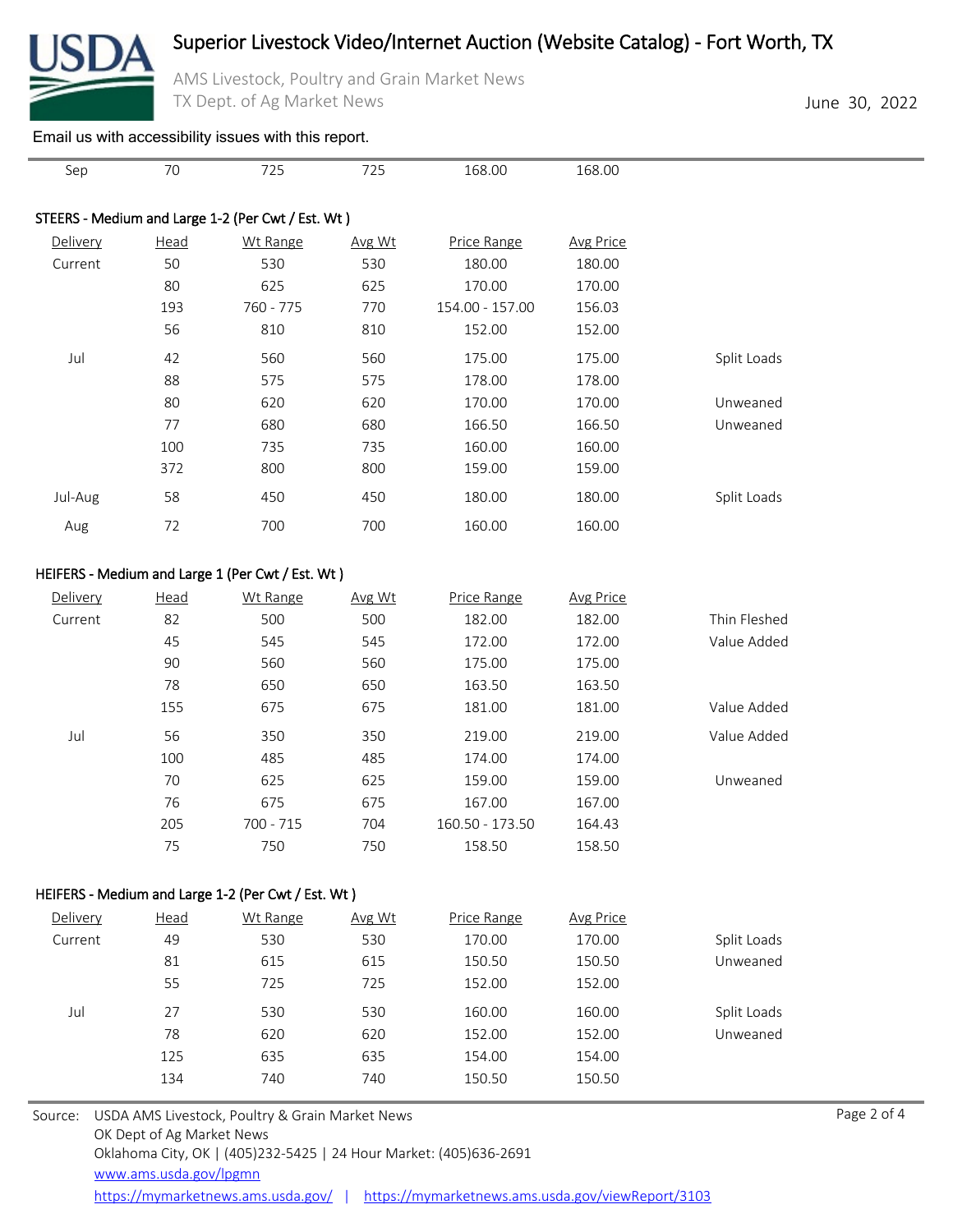| Sep | 70 | 725 | 725 | 168.00 | 168.00 | |
|---|---|---|---|---|---|---|

STEERS - Medium and Large 1-2 (Per Cwt / Est. Wt )

| Delivery | Head | Wt Range | Avg Wt | Price Range | Avg Price | |
|---|---|---|---|---|---|---|
| Current | 50 | 530 | 530 | 180.00 | 180.00 | |
| | 80 | 625 | 625 | 170.00 | 170.00 | |
| | 193 | 760 - 775 | 770 | 154.00 - 157.00 | 156.03 | |
| | 56 | 810 | 810 | 152.00 | 152.00 | |
| Jul | 42 | 560 | 560 | 175.00 | 175.00 | Split Loads |
| | 88 | 575 | 575 | 178.00 | 178.00 | |
| | 80 | 620 | 620 | 170.00 | 170.00 | Unweaned |
| | 77 | 680 | 680 | 166.50 | 166.50 | Unweaned |
| | 100 | 735 | 735 | 160.00 | 160.00 | |
| | 372 | 800 | 800 | 159.00 | 159.00 | |
| Jul-Aug | 58 | 450 | 450 | 180.00 | 180.00 | Split Loads |
| Aug | 72 | 700 | 700 | 160.00 | 160.00 | |

HEIFERS - Medium and Large 1 (Per Cwt / Est. Wt )

| Delivery | Head | Wt Range | Avg Wt | Price Range | Avg Price | |
|---|---|---|---|---|---|---|
| Current | 82 | 500 | 500 | 182.00 | 182.00 | Thin Fleshed |
| | 45 | 545 | 545 | 172.00 | 172.00 | Value Added |
| | 90 | 560 | 560 | 175.00 | 175.00 | |
| | 78 | 650 | 650 | 163.50 | 163.50 | |
| | 155 | 675 | 675 | 181.00 | 181.00 | Value Added |
| Jul | 56 | 350 | 350 | 219.00 | 219.00 | Value Added |
| | 100 | 485 | 485 | 174.00 | 174.00 | |
| | 70 | 625 | 625 | 159.00 | 159.00 | Unweaned |
| | 76 | 675 | 675 | 167.00 | 167.00 | |
| | 205 | 700 - 715 | 704 | 160.50 - 173.50 | 164.43 | |
| | 75 | 750 | 750 | 158.50 | 158.50 | |

HEIFERS - Medium and Large 1-2 (Per Cwt / Est. Wt )

| Delivery | Head | Wt Range | Avg Wt | Price Range | Avg Price | |
|---|---|---|---|---|---|---|
| Current | 49 | 530 | 530 | 170.00 | 170.00 | Split Loads |
| | 81 | 615 | 615 | 150.50 | 150.50 | Unweaned |
| | 55 | 725 | 725 | 152.00 | 152.00 | |
| Jul | 27 | 530 | 530 | 160.00 | 160.00 | Split Loads |
| | 78 | 620 | 620 | 152.00 | 152.00 | Unweaned |
| | 125 | 635 | 635 | 154.00 | 154.00 | |
| | 134 | 740 | 740 | 150.50 | 150.50 | |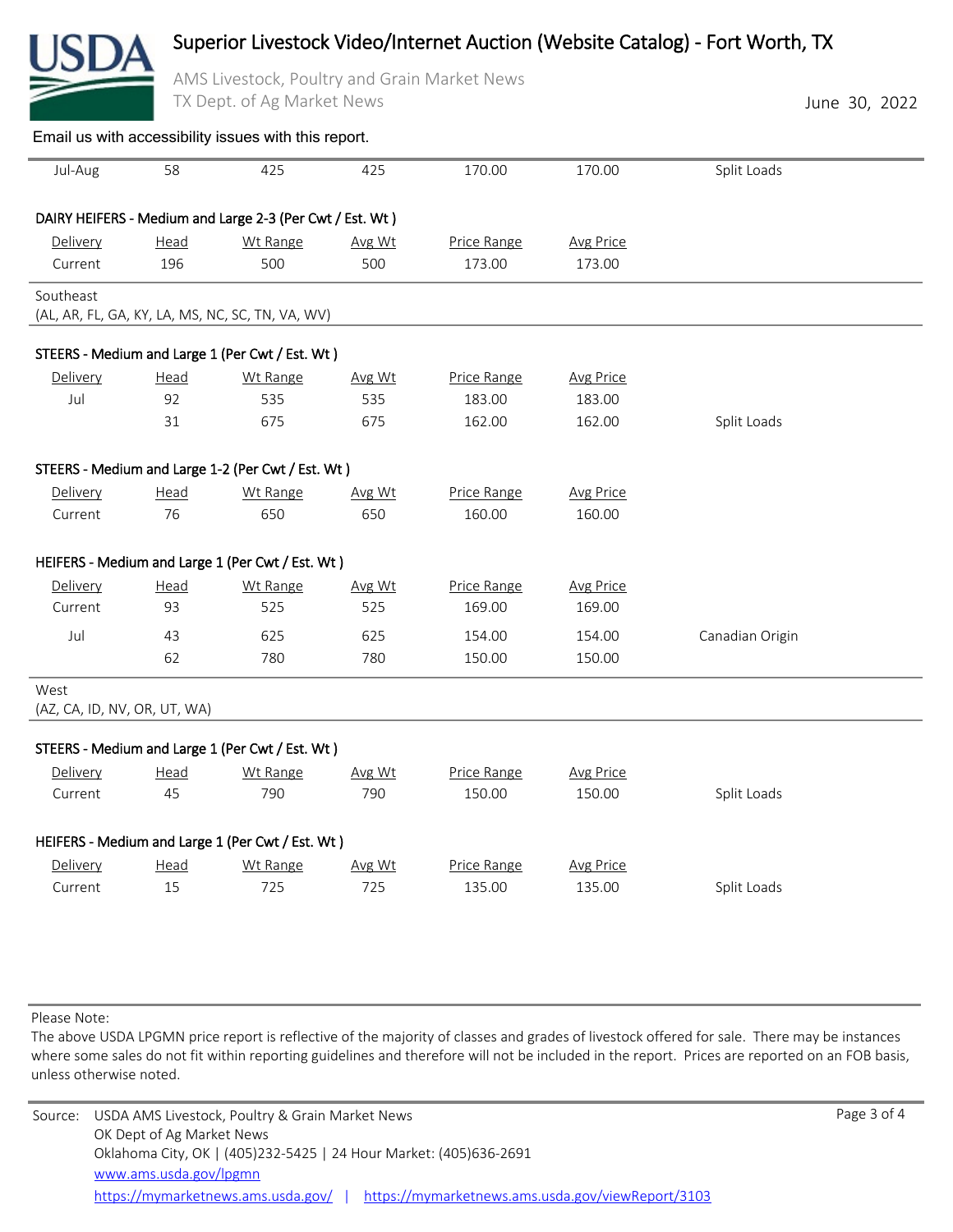Email us with accessibility issues with this report.

| Delivery | Head | Wt Range | Avg Wt | Price Range | Avg Price | |
|---|---|---|---|---|---|---|
| Jul-Aug | 58 | 425 | 425 | 170.00 | 170.00 | Split Loads |

DAIRY HEIFERS - Medium and Large 2-3 (Per Cwt / Est. Wt )

| Delivery | Head | Wt Range | Avg Wt | Price Range | Avg Price |
|---|---|---|---|---|---|
| Current | 196 | 500 | 500 | 173.00 | 173.00 |

Southeast
(AL, AR, FL, GA, KY, LA, MS, NC, SC, TN, VA, WV)

STEERS - Medium and Large 1 (Per Cwt / Est. Wt )

| Delivery | Head | Wt Range | Avg Wt | Price Range | Avg Price | |
|---|---|---|---|---|---|---|
| Jul | 92 | 535 | 535 | 183.00 | 183.00 | |
| | 31 | 675 | 675 | 162.00 | 162.00 | Split Loads |

STEERS - Medium and Large 1-2 (Per Cwt / Est. Wt )

| Delivery | Head | Wt Range | Avg Wt | Price Range | Avg Price |
|---|---|---|---|---|---|
| Current | 76 | 650 | 650 | 160.00 | 160.00 |

HEIFERS - Medium and Large 1 (Per Cwt / Est. Wt )

| Delivery | Head | Wt Range | Avg Wt | Price Range | Avg Price | |
|---|---|---|---|---|---|---|
| Current | 93 | 525 | 525 | 169.00 | 169.00 | |
| Jul | 43 | 625 | 625 | 154.00 | 154.00 | Canadian Origin |
| | 62 | 780 | 780 | 150.00 | 150.00 | |

West
(AZ, CA, ID, NV, OR, UT, WA)

STEERS - Medium and Large 1 (Per Cwt / Est. Wt )

| Delivery | Head | Wt Range | Avg Wt | Price Range | Avg Price | |
|---|---|---|---|---|---|---|
| Current | 45 | 790 | 790 | 150.00 | 150.00 | Split Loads |

HEIFERS - Medium and Large 1 (Per Cwt / Est. Wt )

| Delivery | Head | Wt Range | Avg Wt | Price Range | Avg Price | |
|---|---|---|---|---|---|---|
| Current | 15 | 725 | 725 | 135.00 | 135.00 | Split Loads |

Please Note:
The above USDA LPGMN price report is reflective of the majority of classes and grades of livestock offered for sale. There may be instances where some sales do not fit within reporting guidelines and therefore will not be included in the report. Prices are reported on an FOB basis, unless otherwise noted.

Source: USDA AMS Livestock, Poultry & Grain Market News
OK Dept of Ag Market News
Oklahoma City, OK | (405)232-5425 | 24 Hour Market: (405)636-2691
www.ams.usda.gov/lpgmn
https://mymarketnews.ams.usda.gov/ | https://mymarketnews.ams.usda.gov/viewReport/3103